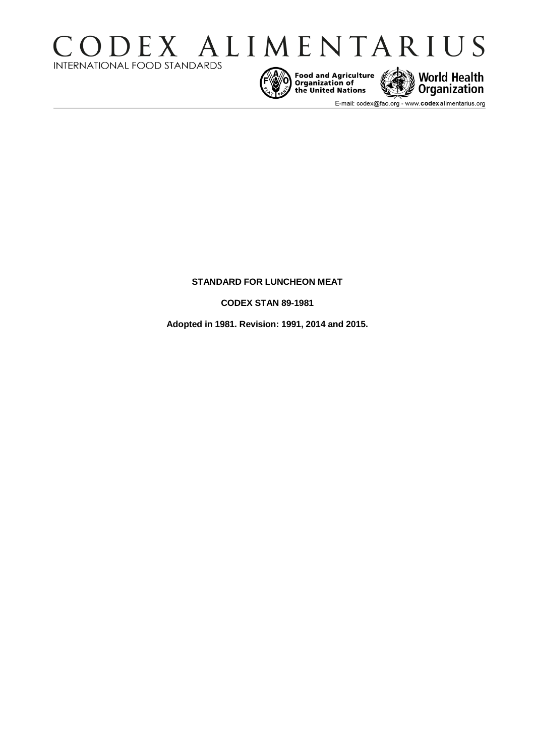# CODEX ALIMENTARIUS

INTERNATIONAL FOOD STANDARDS

Food and Agriculture Organization of the United Nations

World Health Organization

E-mail: codex@fao.org - www.codexalimentarius.org

**STANDARD FOR LUNCHEON MEAT**

**CODEX STAN 89-1981**

**Adopted in 1981. Revision: 1991, 2014 and 2015.**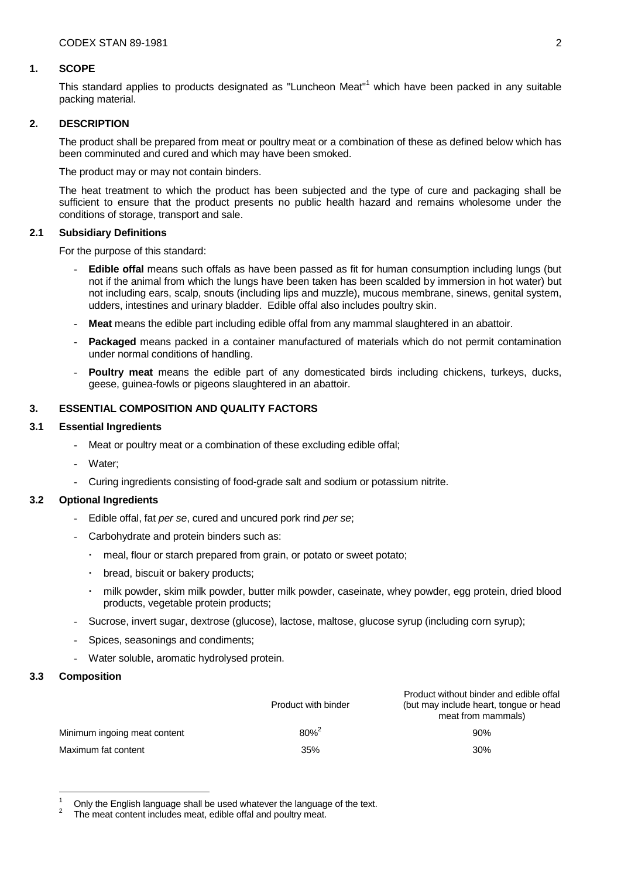## 1. SCOPE

This standard applies to products designated as "Luncheon Meat"[1] which have been packed in any suitable packing material.

## 2. DESCRIPTION

The product shall be prepared from meat or poultry meat or a combination of these as defined below which has been comminuted and cured and which may have been smoked.

The product may or may not contain binders.

The heat treatment to which the product has been subjected and the type of cure and packaging shall be sufficient to ensure that the product presents no public health hazard and remains wholesome under the conditions of storage, transport and sale.

### 2.1 Subsidiary Definitions

For the purpose of this standard:

- **Edible offal** means such offals as have been passed as fit for human consumption including lungs (but not if the animal from which the lungs have been taken has been scalded by immersion in hot water) but not including ears, scalp, snouts (including lips and muzzle), mucous membrane, sinews, genital system, udders, intestines and urinary bladder. Edible offal also includes poultry skin.
- **Meat** means the edible part including edible offal from any mammal slaughtered in an abattoir.
- **Packaged** means packed in a container manufactured of materials which do not permit contamination under normal conditions of handling.
- **Poultry meat** means the edible part of any domesticated birds including chickens, turkeys, ducks, geese, guinea-fowls or pigeons slaughtered in an abattoir.

## 3. ESSENTIAL COMPOSITION AND QUALITY FACTORS

### 3.1 Essential Ingredients

- Meat or poultry meat or a combination of these excluding edible offal;
- Water;
- Curing ingredients consisting of food-grade salt and sodium or potassium nitrite.

### 3.2 Optional Ingredients

- Edible offal, fat *per se*, cured and uncured pork rind *per se*;
- Carbohydrate and protein binders such as:
  - meal, flour or starch prepared from grain, or potato or sweet potato;
  - bread, biscuit or bakery products;
  - milk powder, skim milk powder, butter milk powder, caseinate, whey powder, egg protein, dried blood products, vegetable protein products;
- Sucrose, invert sugar, dextrose (glucose), lactose, maltose, glucose syrup (including corn syrup);
- Spices, seasonings and condiments;
- Water soluble, aromatic hydrolysed protein.

### 3.3 Composition

| | Product with binder | Product without binder and edible offal (but may include heart, tongue or head meat from mammals) |
|---|---|---|
| Minimum ingoing meat content | 80%[2] | 90% |
| Maximum fat content | 35% | 30% |

---

[1] Only the English language shall be used whatever the language of the text.

[2] The meat content includes meat, edible offal and poultry meat.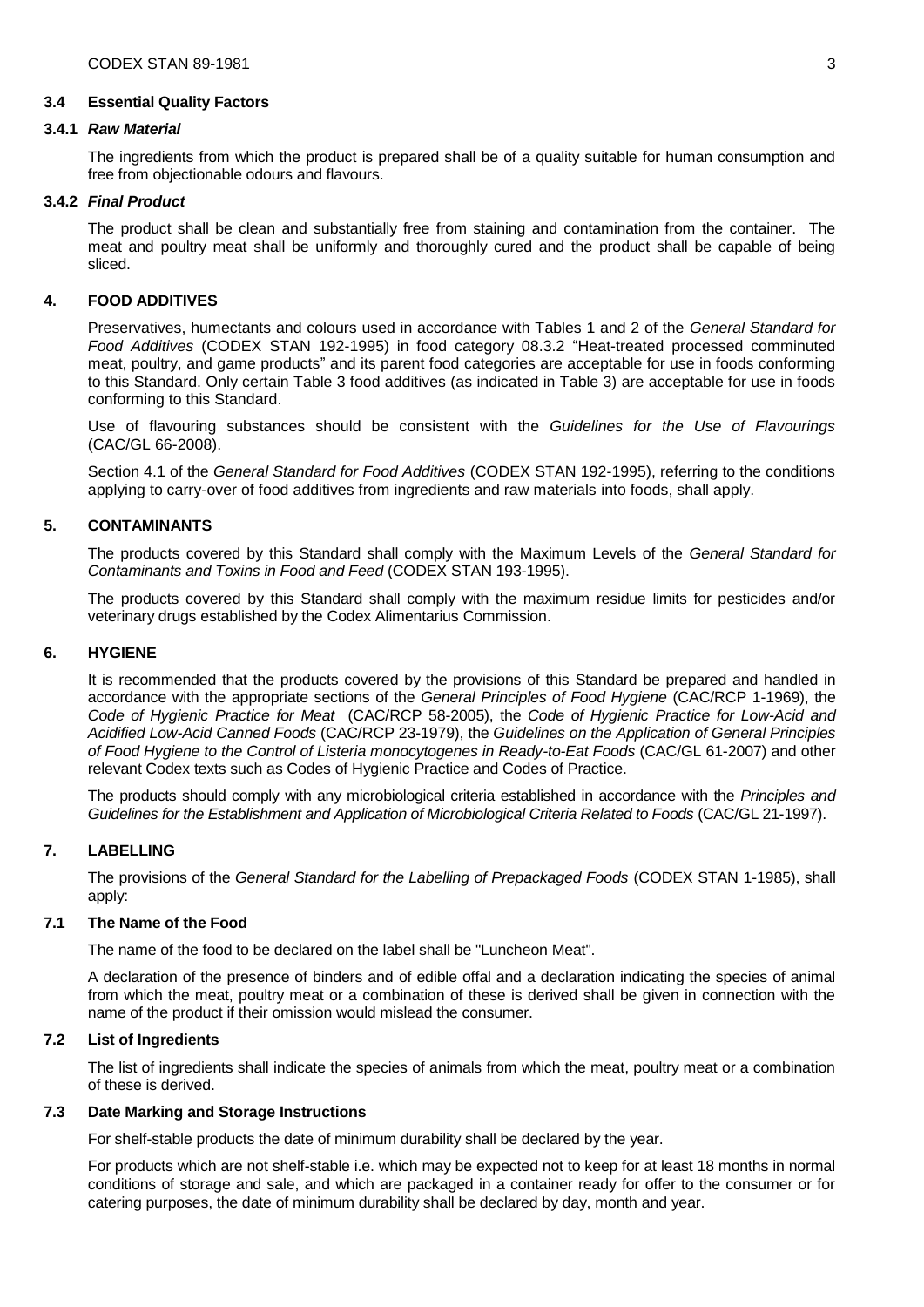### 3.4 Essential Quality Factors

#### 3.4.1 *Raw Material*

The ingredients from which the product is prepared shall be of a quality suitable for human consumption and free from objectionable odours and flavours.

#### 3.4.2 *Final Product*

The product shall be clean and substantially free from staining and contamination from the container. The meat and poultry meat shall be uniformly and thoroughly cured and the product shall be capable of being sliced.

## 4. FOOD ADDITIVES

Preservatives, humectants and colours used in accordance with Tables 1 and 2 of the *General Standard for Food Additives* (CODEX STAN 192-1995) in food category 08.3.2 "Heat-treated processed comminuted meat, poultry, and game products" and its parent food categories are acceptable for use in foods conforming to this Standard. Only certain Table 3 food additives (as indicated in Table 3) are acceptable for use in foods conforming to this Standard.

Use of flavouring substances should be consistent with the *Guidelines for the Use of Flavourings* (CAC/GL 66-2008).

Section 4.1 of the *General Standard for Food Additives* (CODEX STAN 192-1995), referring to the conditions applying to carry-over of food additives from ingredients and raw materials into foods, shall apply.

## 5. CONTAMINANTS

The products covered by this Standard shall comply with the Maximum Levels of the *General Standard for Contaminants and Toxins in Food and Feed* (CODEX STAN 193-1995).

The products covered by this Standard shall comply with the maximum residue limits for pesticides and/or veterinary drugs established by the Codex Alimentarius Commission.

## 6. HYGIENE

It is recommended that the products covered by the provisions of this Standard be prepared and handled in accordance with the appropriate sections of the *General Principles of Food Hygiene* (CAC/RCP 1-1969), the *Code of Hygienic Practice for Meat* (CAC/RCP 58-2005), the *Code of Hygienic Practice for Low-Acid and Acidified Low-Acid Canned Foods* (CAC/RCP 23-1979), the *Guidelines on the Application of General Principles of Food Hygiene to the Control of Listeria monocytogenes in Ready-to-Eat Foods* (CAC/GL 61-2007) and other relevant Codex texts such as Codes of Hygienic Practice and Codes of Practice.

The products should comply with any microbiological criteria established in accordance with the *Principles and Guidelines for the Establishment and Application of Microbiological Criteria Related to Foods* (CAC/GL 21-1997).

## 7. LABELLING

The provisions of the *General Standard for the Labelling of Prepackaged Foods* (CODEX STAN 1-1985), shall apply:

### 7.1 The Name of the Food

The name of the food to be declared on the label shall be "Luncheon Meat".

A declaration of the presence of binders and of edible offal and a declaration indicating the species of animal from which the meat, poultry meat or a combination of these is derived shall be given in connection with the name of the product if their omission would mislead the consumer.

### 7.2 List of Ingredients

The list of ingredients shall indicate the species of animals from which the meat, poultry meat or a combination of these is derived.

### 7.3 Date Marking and Storage Instructions

For shelf-stable products the date of minimum durability shall be declared by the year.

For products which are not shelf-stable i.e. which may be expected not to keep for at least 18 months in normal conditions of storage and sale, and which are packaged in a container ready for offer to the consumer or for catering purposes, the date of minimum durability shall be declared by day, month and year.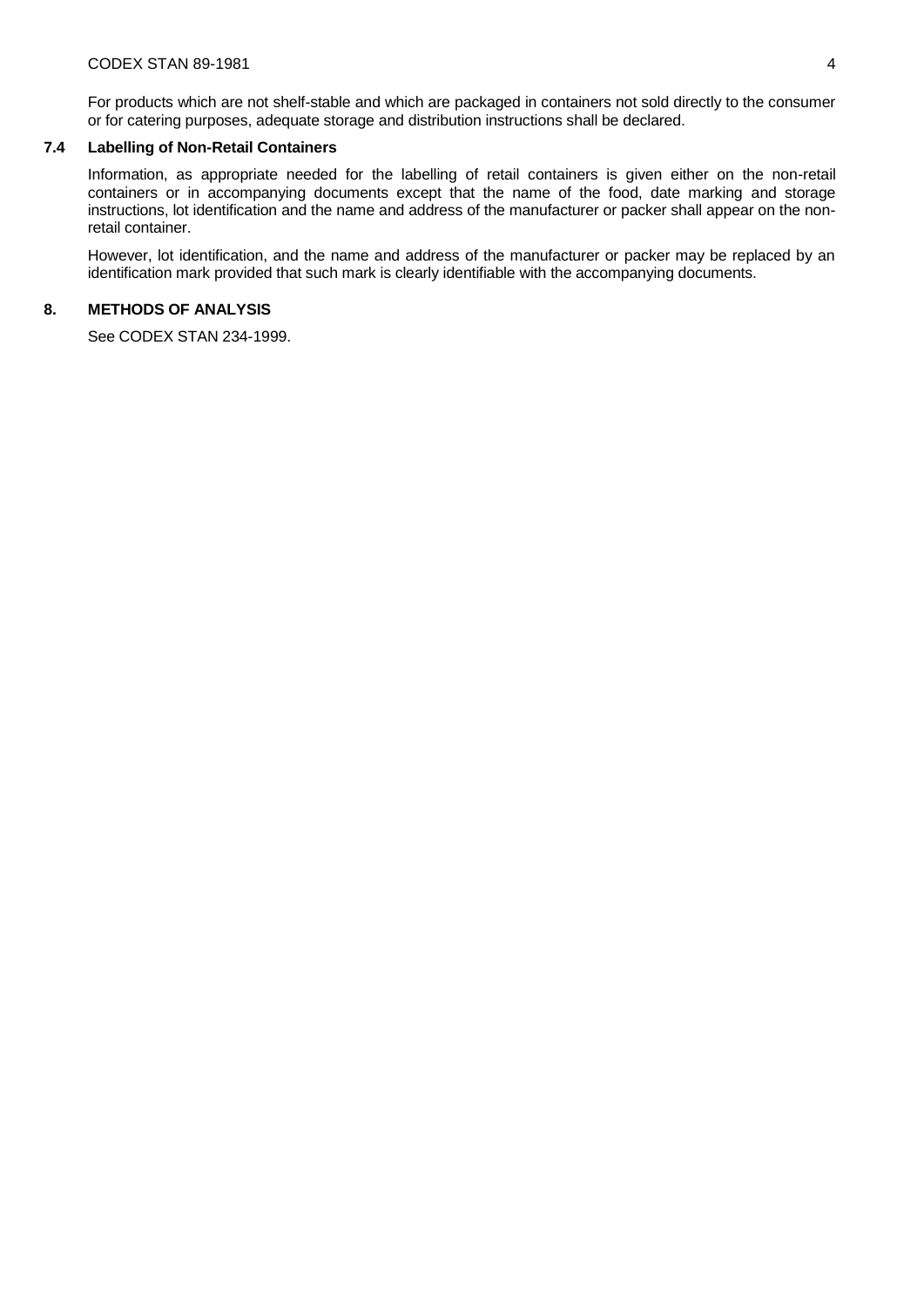For products which are not shelf-stable and which are packaged in containers not sold directly to the consumer or for catering purposes, adequate storage and distribution instructions shall be declared.

### 7.4 Labelling of Non-Retail Containers

Information, as appropriate needed for the labelling of retail containers is given either on the non-retail containers or in accompanying documents except that the name of the food, date marking and storage instructions, lot identification and the name and address of the manufacturer or packer shall appear on the non-retail container.

However, lot identification, and the name and address of the manufacturer or packer may be replaced by an identification mark provided that such mark is clearly identifiable with the accompanying documents.

## 8. METHODS OF ANALYSIS

See CODEX STAN 234-1999.